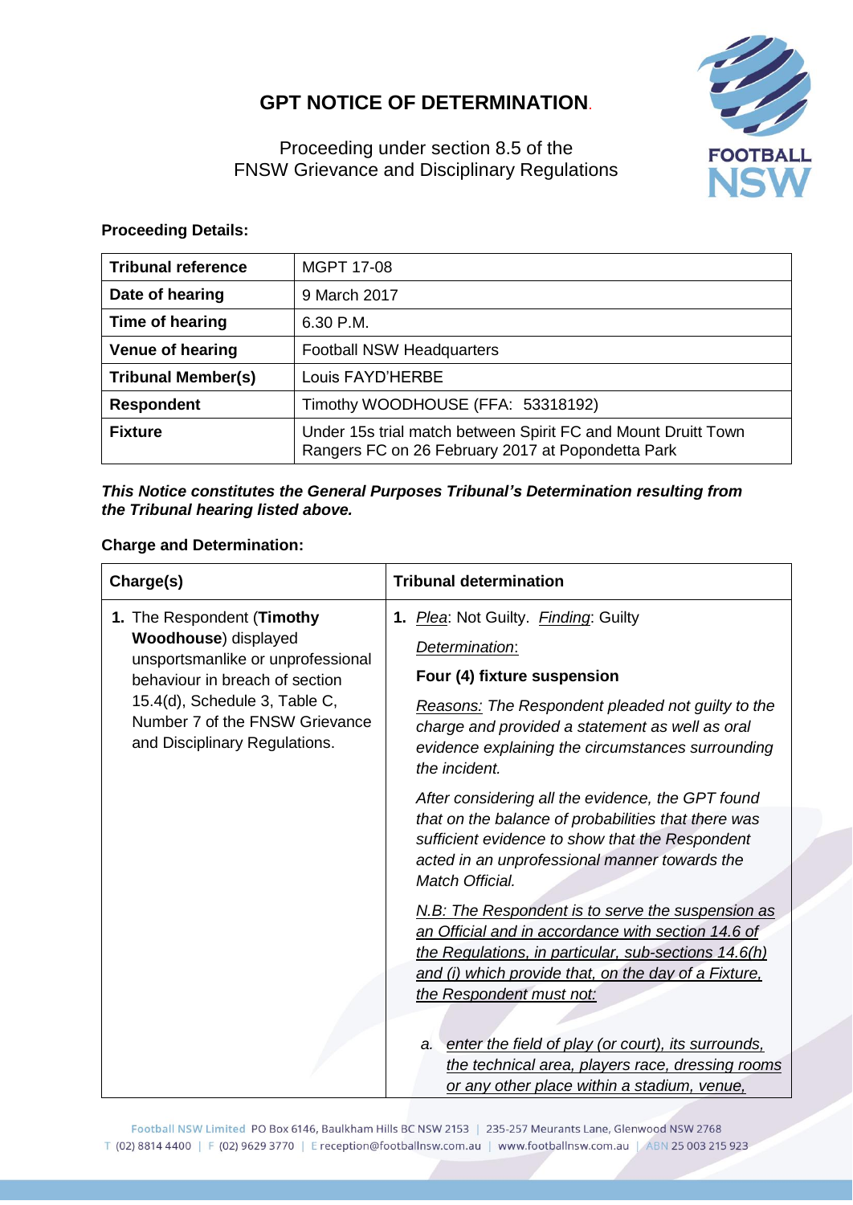# GPT NOTICE OF DETERMINATION.

Proceeding under section 8.5 of the
FNSW Grievance and Disciplinary Regulations

**Proceeding Details:**

| **Tribunal reference** | MGPT 17-08 |
|---|---|
| **Date of hearing** | 9 March 2017 |
| **Time of hearing** | 6.30 P.M. |
| **Venue of hearing** | Football NSW Headquarters |
| **Tribunal Member(s)** | Louis FAYD'HERBE |
| **Respondent** | Timothy WOODHOUSE (FFA: 53318192) |
| **Fixture** | Under 15s trial match between Spirit FC and Mount Druitt Town Rangers FC on 26 February 2017 at Popondetta Park |

***This Notice constitutes the General Purposes Tribunal's Determination resulting from the Tribunal hearing listed above.***

**Charge and Determination:**

| Charge(s) | Tribunal determination |
|---|---|
| 1. The Respondent (**Timothy Woodhouse**) displayed unsportsmanlike or unprofessional behaviour in breach of section 15.4(d), Schedule 3, Table C, Number 7 of the FNSW Grievance and Disciplinary Regulations. | 1. *Plea*: Not Guilty. *Finding*: Guilty<br><br>*Determination*:<br><br>**Four (4) fixture suspension**<br><br>*Reasons: The Respondent pleaded not guilty to the charge and provided a statement as well as oral evidence explaining the circumstances surrounding the incident.*<br><br>*After considering all the evidence, the GPT found that on the balance of probabilities that there was sufficient evidence to show that the Respondent acted in an unprofessional manner towards the Match Official.*<br><br>*N.B: The Respondent is to serve the suspension as an Official and in accordance with section 14.6 of the Regulations, in particular, sub-sections 14.6(h) and (i) which provide that, on the day of a Fixture, the Respondent must not:*<br><br>a. *enter the field of play (or court), its surrounds, the technical area, players race, dressing rooms or any other place within a stadium, venue,* |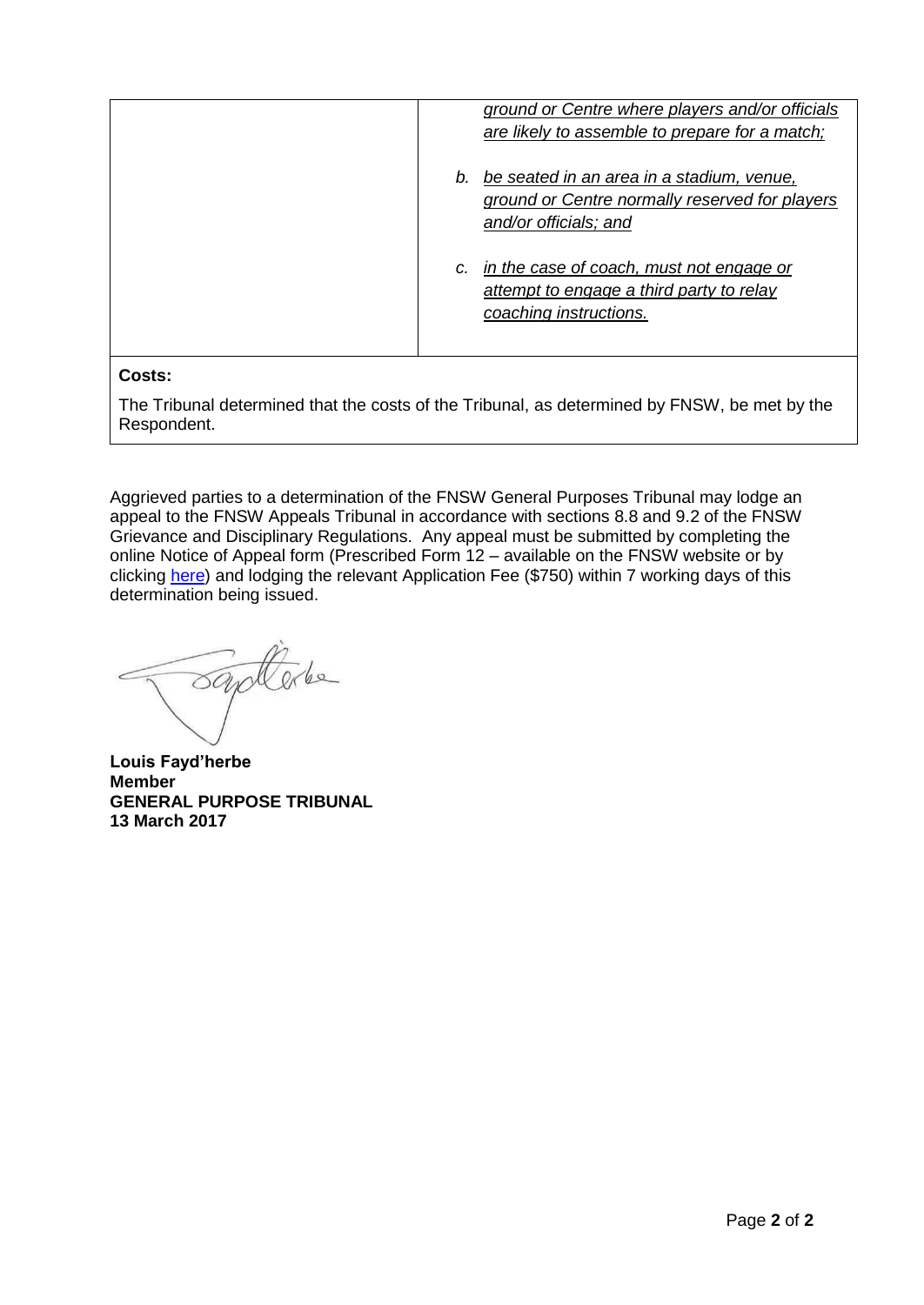| | |
|---|---|
| | <u>*ground or Centre where players and/or officials are likely to assemble to prepare for a match;*</u><br><br>*b.* <u>*be seated in an area in a stadium, venue, ground or Centre normally reserved for players and/or officials; and*</u><br><br>*c.* <u>*in the case of coach, must not engage or attempt to engage a third party to relay coaching instructions.*</u> |

**Costs:**

The Tribunal determined that the costs of the Tribunal, as determined by FNSW, be met by the Respondent.

Aggrieved parties to a determination of the FNSW General Purposes Tribunal may lodge an appeal to the FNSW Appeals Tribunal in accordance with sections 8.8 and 9.2 of the FNSW Grievance and Disciplinary Regulations. Any appeal must be submitted by completing the online Notice of Appeal form (Prescribed Form 12 – available on the FNSW website or by clicking here) and lodging the relevant Application Fee ($750) within 7 working days of this determination being issued.

**Louis Fayd'herbe**
**Member**
**GENERAL PURPOSE TRIBUNAL**
**13 March 2017**